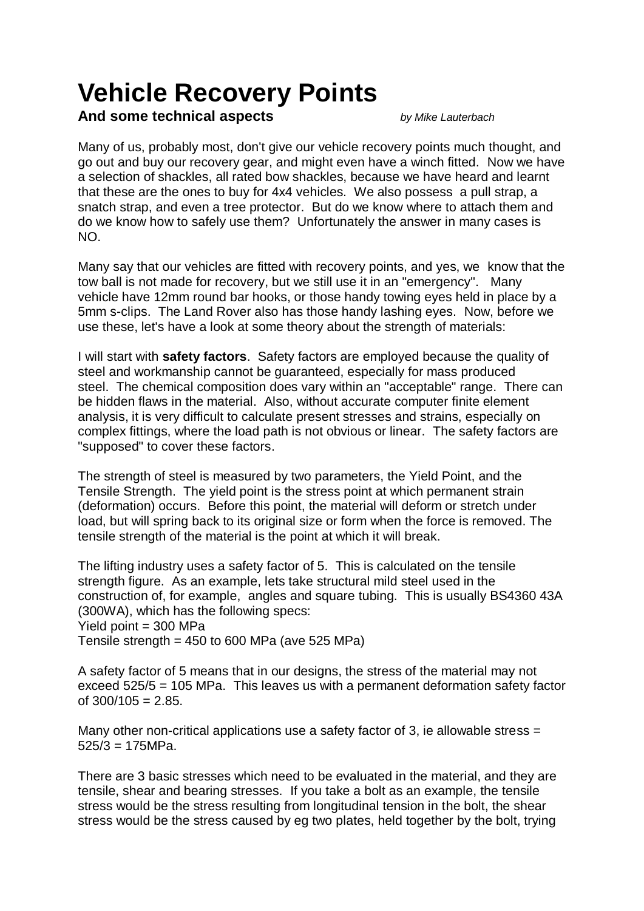# Vehicle Recovery Points

**And some technical aspects** *by Mike Lauterbach*

Many of us, probably most, don't give our vehicle recovery points much thought, and go out and buy our recovery gear, and might even have a winch fitted. Now we have a selection of shackles, all rated bow shackles, because we have heard and learnt that these are the ones to buy for 4x4 vehicles. We also possess a pull strap, a snatch strap, and even a tree protector. But do we know where to attach them and do we know how to safely use them? Unfortunately the answer in many cases is NO.

Many say that our vehicles are fitted with recovery points, and yes, we know that the tow ball is not made for recovery, but we still use it in an "emergency". Many vehicle have 12mm round bar hooks, or those handy towing eyes held in place by a 5mm s-clips. The Land Rover also has those handy lashing eyes. Now, before we use these, let's have a look at some theory about the strength of materials:

I will start with **safety factors**. Safety factors are employed because the quality of steel and workmanship cannot be guaranteed, especially for mass produced steel. The chemical composition does vary within an "acceptable" range. There can be hidden flaws in the material. Also, without accurate computer finite element analysis, it is very difficult to calculate present stresses and strains, especially on complex fittings, where the load path is not obvious or linear. The safety factors are "supposed" to cover these factors.

The strength of steel is measured by two parameters, the Yield Point, and the Tensile Strength. The yield point is the stress point at which permanent strain (deformation) occurs. Before this point, the material will deform or stretch under load, but will spring back to its original size or form when the force is removed. The tensile strength of the material is the point at which it will break.

The lifting industry uses a safety factor of 5. This is calculated on the tensile strength figure. As an example, lets take structural mild steel used in the construction of, for example, angles and square tubing. This is usually BS4360 43A (300WA), which has the following specs:
Yield point = 300 MPa
Tensile strength = 450 to 600 MPa (ave 525 MPa)

A safety factor of 5 means that in our designs, the stress of the material may not exceed 525/5 = 105 MPa. This leaves us with a permanent deformation safety factor of 300/105 = 2.85.

Many other non-critical applications use a safety factor of 3, ie allowable stress = 525/3 = 175MPa.

There are 3 basic stresses which need to be evaluated in the material, and they are tensile, shear and bearing stresses. If you take a bolt as an example, the tensile stress would be the stress resulting from longitudinal tension in the bolt, the shear stress would be the stress caused by eg two plates, held together by the bolt, trying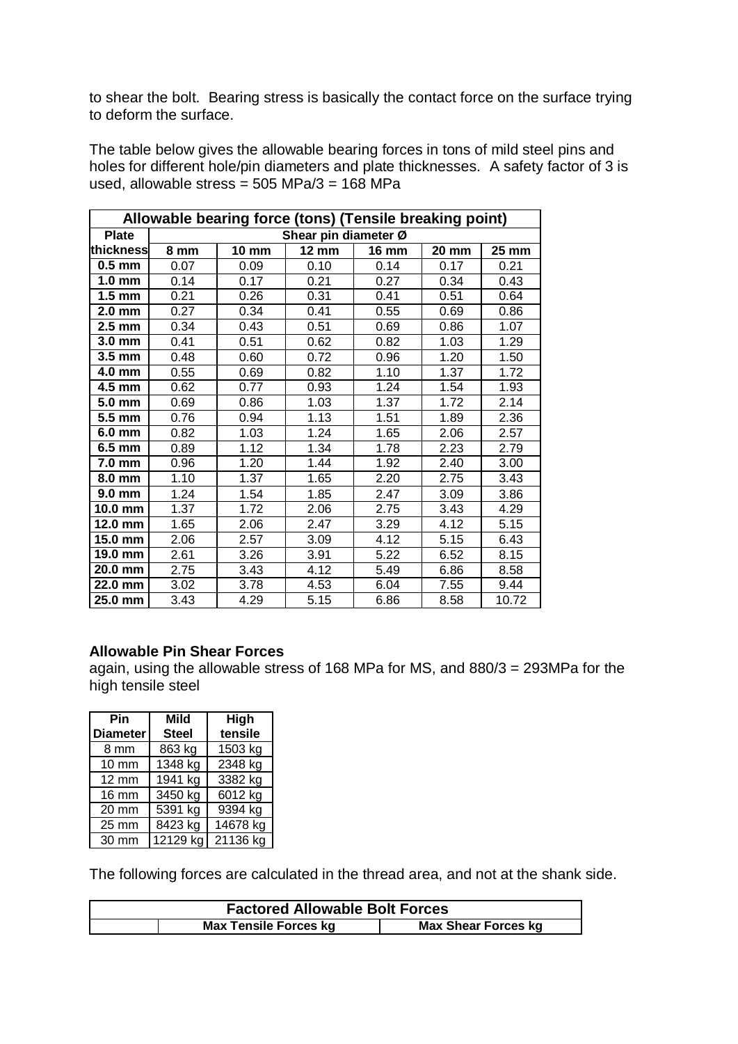to shear the bolt. Bearing stress is basically the contact force on the surface trying to deform the surface.

The table below gives the allowable bearing forces in tons of mild steel pins and holes for different hole/pin diameters and plate thicknesses. A safety factor of 3 is used, allowable stress = 505 MPa/3 = 168 MPa

| Allowable bearing force (tons) (Tensile breaking point) | | | | | | |
|---|---|---|---|---|---|---|
| **Plate** | **Shear pin diameter Ø** | | | | | |
| **thickness** | **8 mm** | **10 mm** | **12 mm** | **16 mm** | **20 mm** | **25 mm** |
| **0.5 mm** | 0.07 | 0.09 | 0.10 | 0.14 | 0.17 | 0.21 |
| **1.0 mm** | 0.14 | 0.17 | 0.21 | 0.27 | 0.34 | 0.43 |
| **1.5 mm** | 0.21 | 0.26 | 0.31 | 0.41 | 0.51 | 0.64 |
| **2.0 mm** | 0.27 | 0.34 | 0.41 | 0.55 | 0.69 | 0.86 |
| **2.5 mm** | 0.34 | 0.43 | 0.51 | 0.69 | 0.86 | 1.07 |
| **3.0 mm** | 0.41 | 0.51 | 0.62 | 0.82 | 1.03 | 1.29 |
| **3.5 mm** | 0.48 | 0.60 | 0.72 | 0.96 | 1.20 | 1.50 |
| **4.0 mm** | 0.55 | 0.69 | 0.82 | 1.10 | 1.37 | 1.72 |
| **4.5 mm** | 0.62 | 0.77 | 0.93 | 1.24 | 1.54 | 1.93 |
| **5.0 mm** | 0.69 | 0.86 | 1.03 | 1.37 | 1.72 | 2.14 |
| **5.5 mm** | 0.76 | 0.94 | 1.13 | 1.51 | 1.89 | 2.36 |
| **6.0 mm** | 0.82 | 1.03 | 1.24 | 1.65 | 2.06 | 2.57 |
| **6.5 mm** | 0.89 | 1.12 | 1.34 | 1.78 | 2.23 | 2.79 |
| **7.0 mm** | 0.96 | 1.20 | 1.44 | 1.92 | 2.40 | 3.00 |
| **8.0 mm** | 1.10 | 1.37 | 1.65 | 2.20 | 2.75 | 3.43 |
| **9.0 mm** | 1.24 | 1.54 | 1.85 | 2.47 | 3.09 | 3.86 |
| **10.0 mm** | 1.37 | 1.72 | 2.06 | 2.75 | 3.43 | 4.29 |
| **12.0 mm** | 1.65 | 2.06 | 2.47 | 3.29 | 4.12 | 5.15 |
| **15.0 mm** | 2.06 | 2.57 | 3.09 | 4.12 | 5.15 | 6.43 |
| **19.0 mm** | 2.61 | 3.26 | 3.91 | 5.22 | 6.52 | 8.15 |
| **20.0 mm** | 2.75 | 3.43 | 4.12 | 5.49 | 6.86 | 8.58 |
| **22.0 mm** | 3.02 | 3.78 | 4.53 | 6.04 | 7.55 | 9.44 |
| **25.0 mm** | 3.43 | 4.29 | 5.15 | 6.86 | 8.58 | 10.72 |

**Allowable Pin Shear Forces**

again, using the allowable stress of 168 MPa for MS, and 880/3 = 293MPa for the high tensile steel

| Pin Diameter | Mild Steel | High tensile |
|---|---|---|
| 8 mm | 863 kg | 1503 kg |
| 10 mm | 1348 kg | 2348 kg |
| 12 mm | 1941 kg | 3382 kg |
| 16 mm | 3450 kg | 6012 kg |
| 20 mm | 5391 kg | 9394 kg |
| 25 mm | 8423 kg | 14678 kg |
| 30 mm | 12129 kg | 21136 kg |

The following forces are calculated in the thread area, and not at the shank side.

| Factored Allowable Bolt Forces | | |
|---|---|---|
| | **Max Tensile Forces kg** | **Max Shear Forces kg** |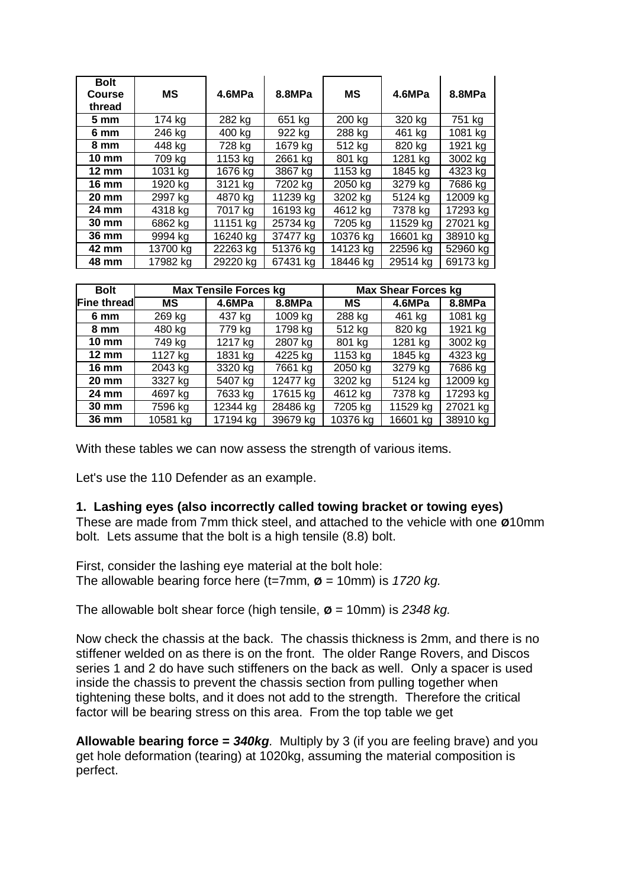| Bolt Course thread | MS | 4.6MPa | 8.8MPa | MS | 4.6MPa | 8.8MPa |
|---|---|---|---|---|---|---|
| 5 mm | 174 kg | 282 kg | 651 kg | 200 kg | 320 kg | 751 kg |
| 6 mm | 246 kg | 400 kg | 922 kg | 288 kg | 461 kg | 1081 kg |
| 8 mm | 448 kg | 728 kg | 1679 kg | 512 kg | 820 kg | 1921 kg |
| 10 mm | 709 kg | 1153 kg | 2661 kg | 801 kg | 1281 kg | 3002 kg |
| 12 mm | 1031 kg | 1676 kg | 3867 kg | 1153 kg | 1845 kg | 4323 kg |
| 16 mm | 1920 kg | 3121 kg | 7202 kg | 2050 kg | 3279 kg | 7686 kg |
| 20 mm | 2997 kg | 4870 kg | 11239 kg | 3202 kg | 5124 kg | 12009 kg |
| 24 mm | 4318 kg | 7017 kg | 16193 kg | 4612 kg | 7378 kg | 17293 kg |
| 30 mm | 6862 kg | 11151 kg | 25734 kg | 7205 kg | 11529 kg | 27021 kg |
| 36 mm | 9994 kg | 16240 kg | 37477 kg | 10376 kg | 16601 kg | 38910 kg |
| 42 mm | 13700 kg | 22263 kg | 51376 kg | 14123 kg | 22596 kg | 52960 kg |
| 48 mm | 17982 kg | 29220 kg | 67431 kg | 18446 kg | 29514 kg | 69173 kg |

| Bolt | Max Tensile Forces kg | | | Max Shear Forces kg | | |
|---|---|---|---|---|---|---|
| Fine thread | MS | 4.6MPa | 8.8MPa | MS | 4.6MPa | 8.8MPa |
| 6 mm | 269 kg | 437 kg | 1009 kg | 288 kg | 461 kg | 1081 kg |
| 8 mm | 480 kg | 779 kg | 1798 kg | 512 kg | 820 kg | 1921 kg |
| 10 mm | 749 kg | 1217 kg | 2807 kg | 801 kg | 1281 kg | 3002 kg |
| 12 mm | 1127 kg | 1831 kg | 4225 kg | 1153 kg | 1845 kg | 4323 kg |
| 16 mm | 2043 kg | 3320 kg | 7661 kg | 2050 kg | 3279 kg | 7686 kg |
| 20 mm | 3327 kg | 5407 kg | 12477 kg | 3202 kg | 5124 kg | 12009 kg |
| 24 mm | 4697 kg | 7633 kg | 17615 kg | 4612 kg | 7378 kg | 17293 kg |
| 30 mm | 7596 kg | 12344 kg | 28486 kg | 7205 kg | 11529 kg | 27021 kg |
| 36 mm | 10581 kg | 17194 kg | 39679 kg | 10376 kg | 16601 kg | 38910 kg |

With these tables we can now assess the strength of various items.

Let's use the 110 Defender as an example.

**1. Lashing eyes (also incorrectly called towing bracket or towing eyes)**
These are made from 7mm thick steel, and attached to the vehicle with one ø10mm bolt. Lets assume that the bolt is a high tensile (8.8) bolt.

First, consider the lashing eye material at the bolt hole:
The allowable bearing force here (t=7mm, ø = 10mm) is *1720 kg.*

The allowable bolt shear force (high tensile, ø = 10mm) is *2348 kg.*

Now check the chassis at the back. The chassis thickness is 2mm, and there is no stiffener welded on as there is on the front. The older Range Rovers, and Discos series 1 and 2 do have such stiffeners on the back as well. Only a spacer is used inside the chassis to prevent the chassis section from pulling together when tightening these bolts, and it does not add to the strength. Therefore the critical factor will be bearing stress on this area. From the top table we get

**Allowable bearing force = *340kg***. Multiply by 3 (if you are feeling brave) and you get hole deformation (tearing) at 1020kg, assuming the material composition is perfect.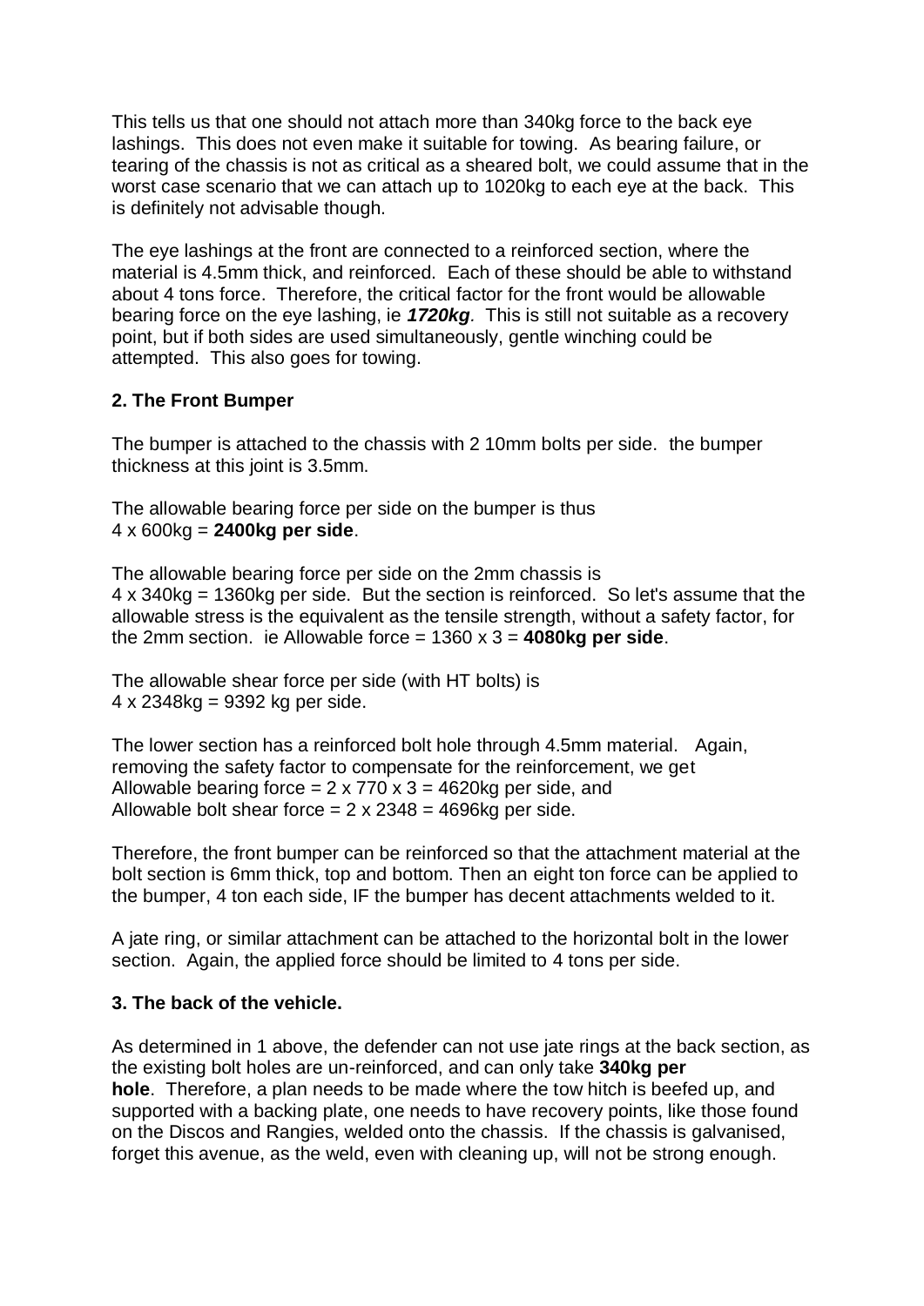This tells us that one should not attach more than 340kg force to the back eye lashings. This does not even make it suitable for towing. As bearing failure, or tearing of the chassis is not as critical as a sheared bolt, we could assume that in the worst case scenario that we can attach up to 1020kg to each eye at the back. This is definitely not advisable though.

The eye lashings at the front are connected to a reinforced section, where the material is 4.5mm thick, and reinforced. Each of these should be able to withstand about 4 tons force. Therefore, the critical factor for the front would be allowable bearing force on the eye lashing, ie ***1720kg***. This is still not suitable as a recovery point, but if both sides are used simultaneously, gentle winching could be attempted. This also goes for towing.

### 2. The Front Bumper

The bumper is attached to the chassis with 2 10mm bolts per side. the bumper thickness at this joint is 3.5mm.

The allowable bearing force per side on the bumper is thus
4 x 600kg = **2400kg per side**.

The allowable bearing force per side on the 2mm chassis is
4 x 340kg = 1360kg per side. But the section is reinforced. So let's assume that the allowable stress is the equivalent as the tensile strength, without a safety factor, for the 2mm section. ie Allowable force = 1360 x 3 = **4080kg per side**.

The allowable shear force per side (with HT bolts) is
4 x 2348kg = 9392 kg per side.

The lower section has a reinforced bolt hole through 4.5mm material. Again, removing the safety factor to compensate for the reinforcement, we get
Allowable bearing force = 2 x 770 x 3 = 4620kg per side, and
Allowable bolt shear force = 2 x 2348 = 4696kg per side.

Therefore, the front bumper can be reinforced so that the attachment material at the bolt section is 6mm thick, top and bottom. Then an eight ton force can be applied to the bumper, 4 ton each side, IF the bumper has decent attachments welded to it.

A jate ring, or similar attachment can be attached to the horizontal bolt in the lower section. Again, the applied force should be limited to 4 tons per side.

### 3. The back of the vehicle.

As determined in 1 above, the defender can not use jate rings at the back section, as the existing bolt holes are un-reinforced, and can only take **340kg per hole**. Therefore, a plan needs to be made where the tow hitch is beefed up, and supported with a backing plate, one needs to have recovery points, like those found on the Discos and Rangies, welded onto the chassis. If the chassis is galvanised, forget this avenue, as the weld, even with cleaning up, will not be strong enough.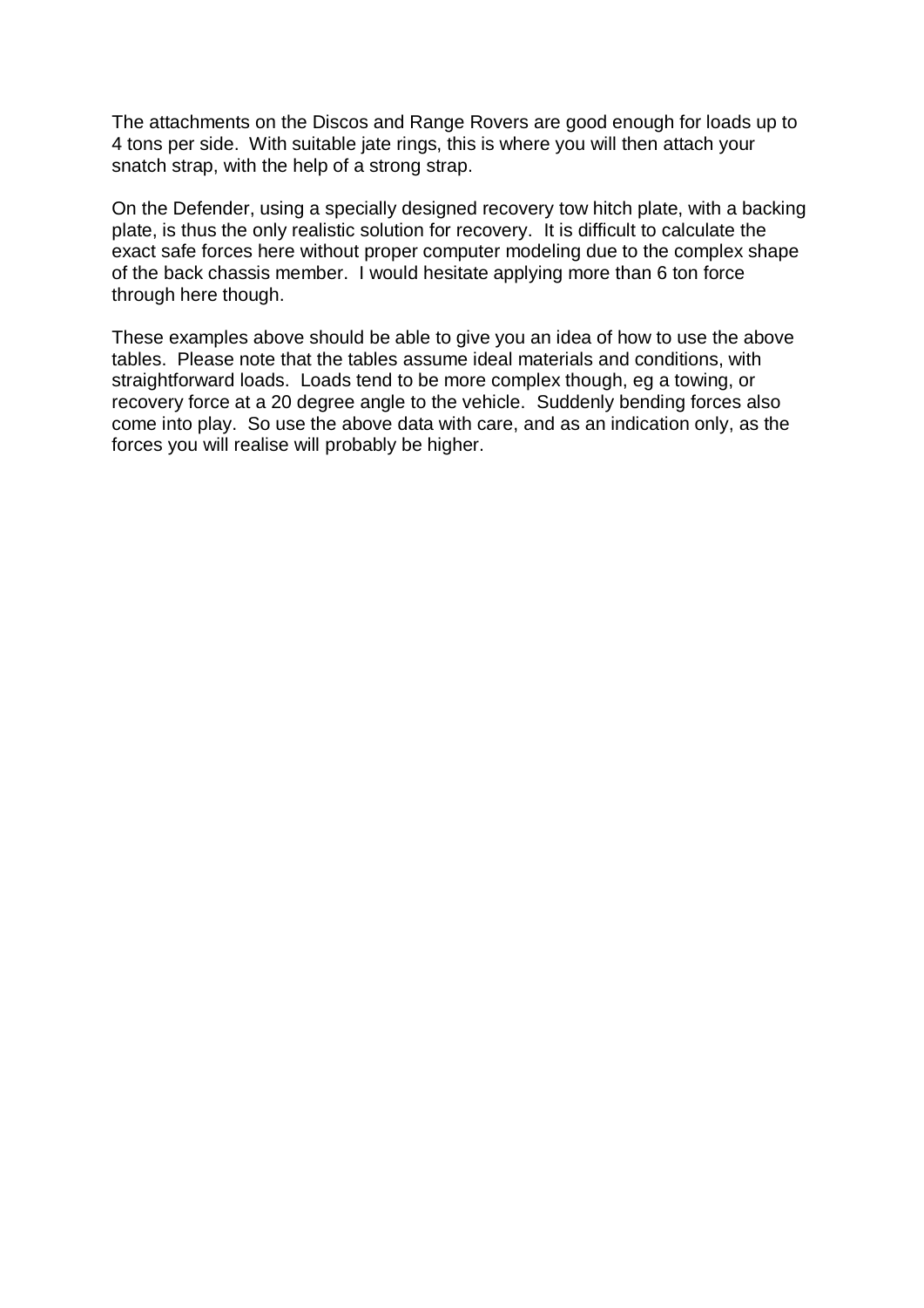The attachments on the Discos and Range Rovers are good enough for loads up to 4 tons per side. With suitable jate rings, this is where you will then attach your snatch strap, with the help of a strong strap.

On the Defender, using a specially designed recovery tow hitch plate, with a backing plate, is thus the only realistic solution for recovery. It is difficult to calculate the exact safe forces here without proper computer modeling due to the complex shape of the back chassis member. I would hesitate applying more than 6 ton force through here though.

These examples above should be able to give you an idea of how to use the above tables. Please note that the tables assume ideal materials and conditions, with straightforward loads. Loads tend to be more complex though, eg a towing, or recovery force at a 20 degree angle to the vehicle. Suddenly bending forces also come into play. So use the above data with care, and as an indication only, as the forces you will realise will probably be higher.